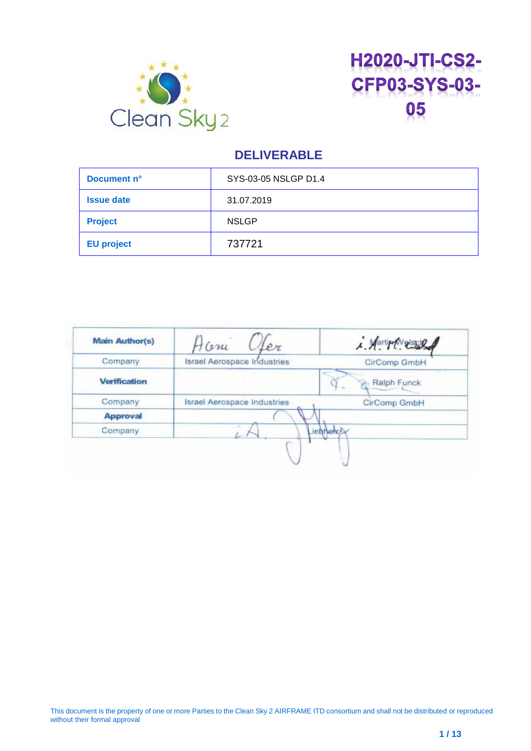# H2020-JTI-CS2-CFP03-SYS-03-05

## DELIVERABLE

| **Document n°** | SYS-03-05 NSLGP D1.4 |
|---|---|
| **Issue date** | 31.07.2019 |
| **Project** | NSLGP |
| **EU project** | 737721 |

| **Main Author(s)** | Avni Ofer | Martin Welsch |
|---|---|---|
| Company | Israel Aerospace Industries | CirComp GmbH |
| **Verification** | | Ralph Funck |
| Company | Israel Aerospace Industries | CirComp GmbH |
| **Approval** | | |
| Company | | Liebherr |

This document is the property of one or more Parties to the Clean Sky 2 AIRFRAME ITD consortium and shall not be distributed or reproduced without their formal approval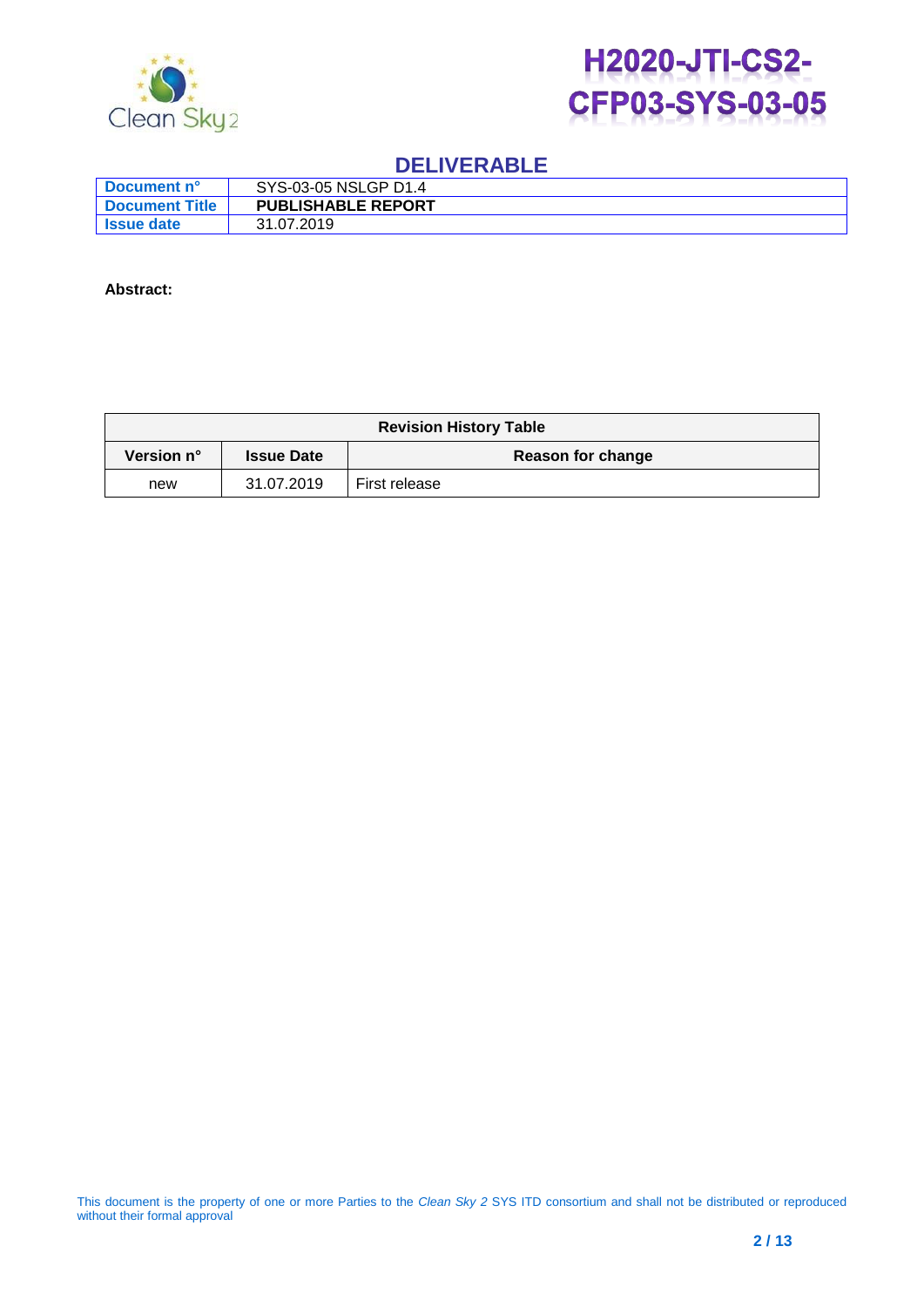## DELIVERABLE

| | |
|---|---|
| **Document n°** | SYS-03-05 NSLGP D1.4 |
| **Document Title** | **PUBLISHABLE REPORT** |
| **Issue date** | 31.07.2019 |

**Abstract:**

| Revision History Table | | |
|---|---|---|
| **Version n°** | **Issue Date** | **Reason for change** |
| new | 31.07.2019 | First release |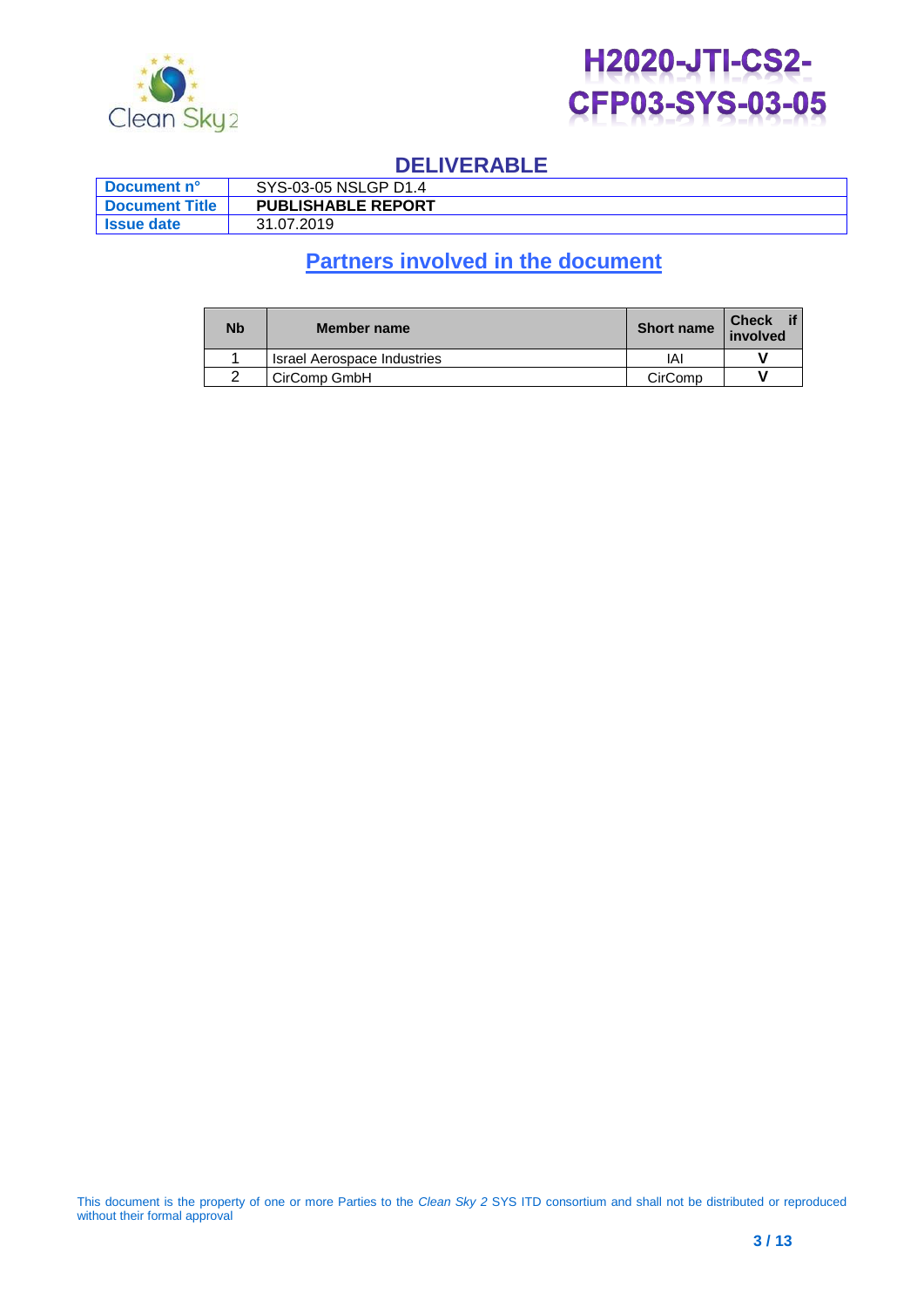# DELIVERABLE

| Document n° | SYS-03-05 NSLGP D1.4 |
| --- | --- |
| Document Title | **PUBLISHABLE REPORT** |
| Issue date | 31.07.2019 |

## Partners involved in the document

| Nb | Member name | Short name | Check if involved |
| --- | --- | --- | --- |
| 1 | Israel Aerospace Industries | IAI | V |
| 2 | CirComp GmbH | CirComp | V |

This document is the property of one or more Parties to the *Clean Sky 2* SYS ITD consortium and shall not be distributed or reproduced without their formal approval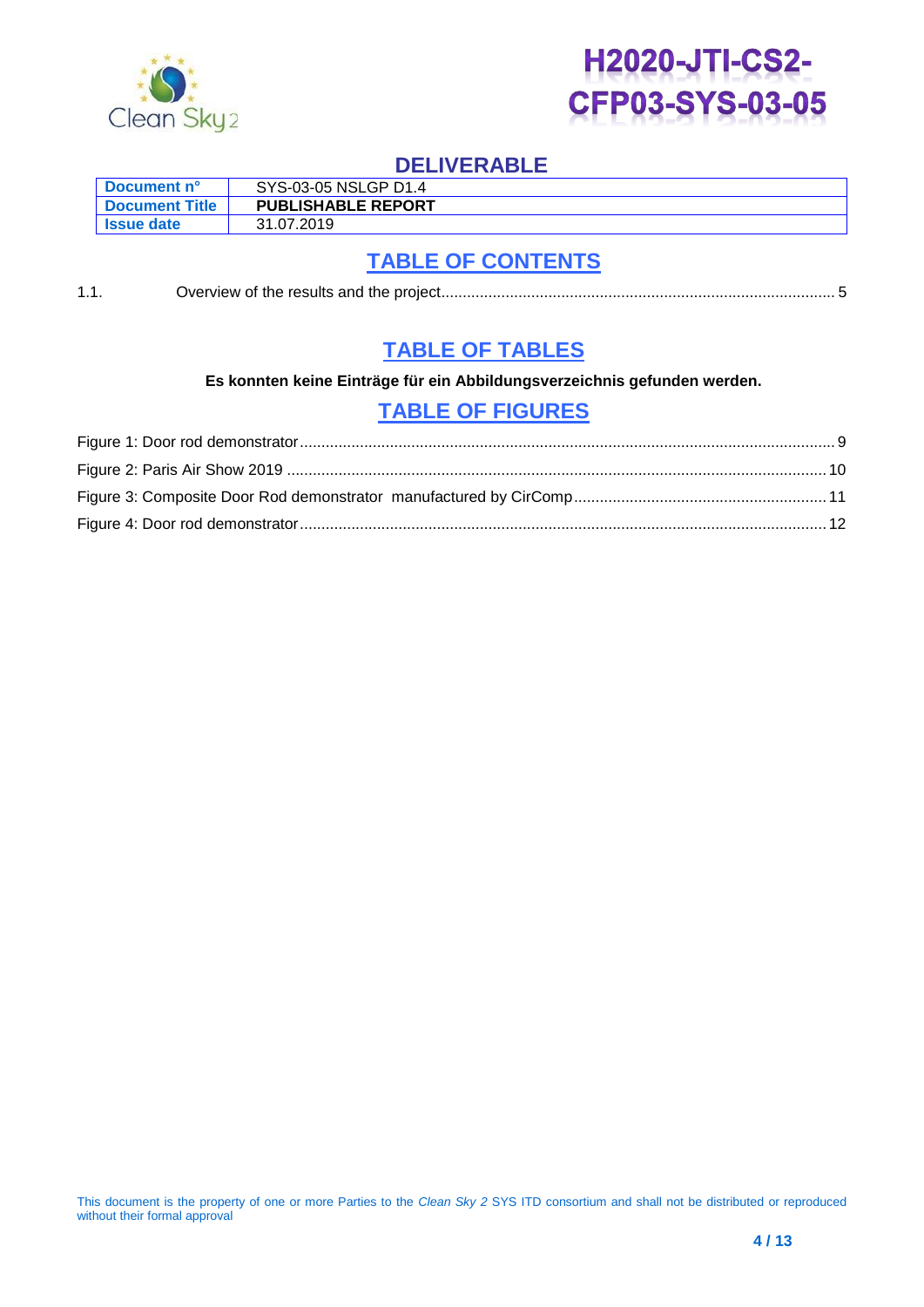## DELIVERABLE

| Document n° | SYS-03-05 NSLGP D1.4 |
| --- | --- |
| Document Title | **PUBLISHABLE REPORT** |
| Issue date | 31.07.2019 |

## TABLE OF CONTENTS

1.1. Overview of the results and the project........................................................................................... 5

## TABLE OF TABLES

**Es konnten keine Einträge für ein Abbildungsverzeichnis gefunden werden.**

## TABLE OF FIGURES

Figure 1: Door rod demonstrator........................................................................................................... 9

Figure 2: Paris Air Show 2019 ............................................................................................................ 10

Figure 3: Composite Door Rod demonstrator manufactured by CirComp........................................................... 11

Figure 4: Door rod demonstrator......................................................................................................... 12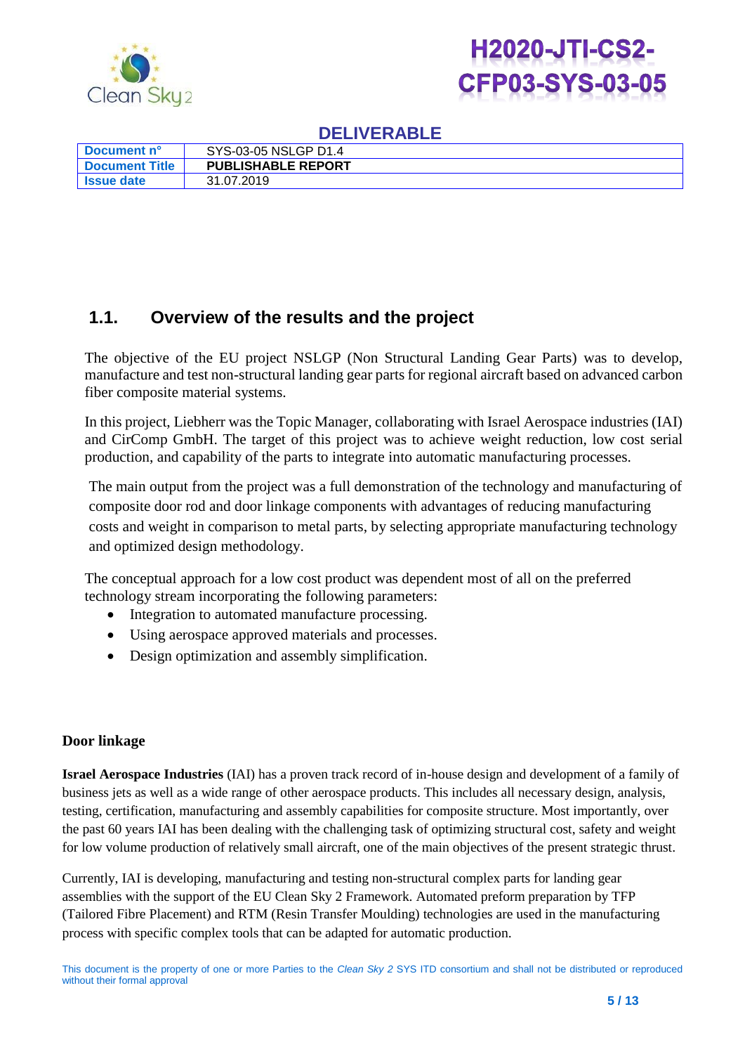## 1.1. Overview of the results and the project

The objective of the EU project NSLGP (Non Structural Landing Gear Parts) was to develop, manufacture and test non-structural landing gear parts for regional aircraft based on advanced carbon fiber composite material systems.

In this project, Liebherr was the Topic Manager, collaborating with Israel Aerospace industries (IAI) and CirComp GmbH. The target of this project was to achieve weight reduction, low cost serial production, and capability of the parts to integrate into automatic manufacturing processes.

The main output from the project was a full demonstration of the technology and manufacturing of composite door rod and door linkage components with advantages of reducing manufacturing costs and weight in comparison to metal parts, by selecting appropriate manufacturing technology and optimized design methodology.

The conceptual approach for a low cost product was dependent most of all on the preferred technology stream incorporating the following parameters:

- Integration to automated manufacture processing.
- Using aerospace approved materials and processes.
- Design optimization and assembly simplification.

**Door linkage**

**Israel Aerospace Industries** (IAI) has a proven track record of in-house design and development of a family of business jets as well as a wide range of other aerospace products. This includes all necessary design, analysis, testing, certification, manufacturing and assembly capabilities for composite structure. Most importantly, over the past 60 years IAI has been dealing with the challenging task of optimizing structural cost, safety and weight for low volume production of relatively small aircraft, one of the main objectives of the present strategic thrust.

Currently, IAI is developing, manufacturing and testing non-structural complex parts for landing gear assemblies with the support of the EU Clean Sky 2 Framework. Automated preform preparation by TFP (Tailored Fibre Placement) and RTM (Resin Transfer Moulding) technologies are used in the manufacturing process with specific complex tools that can be adapted for automatic production.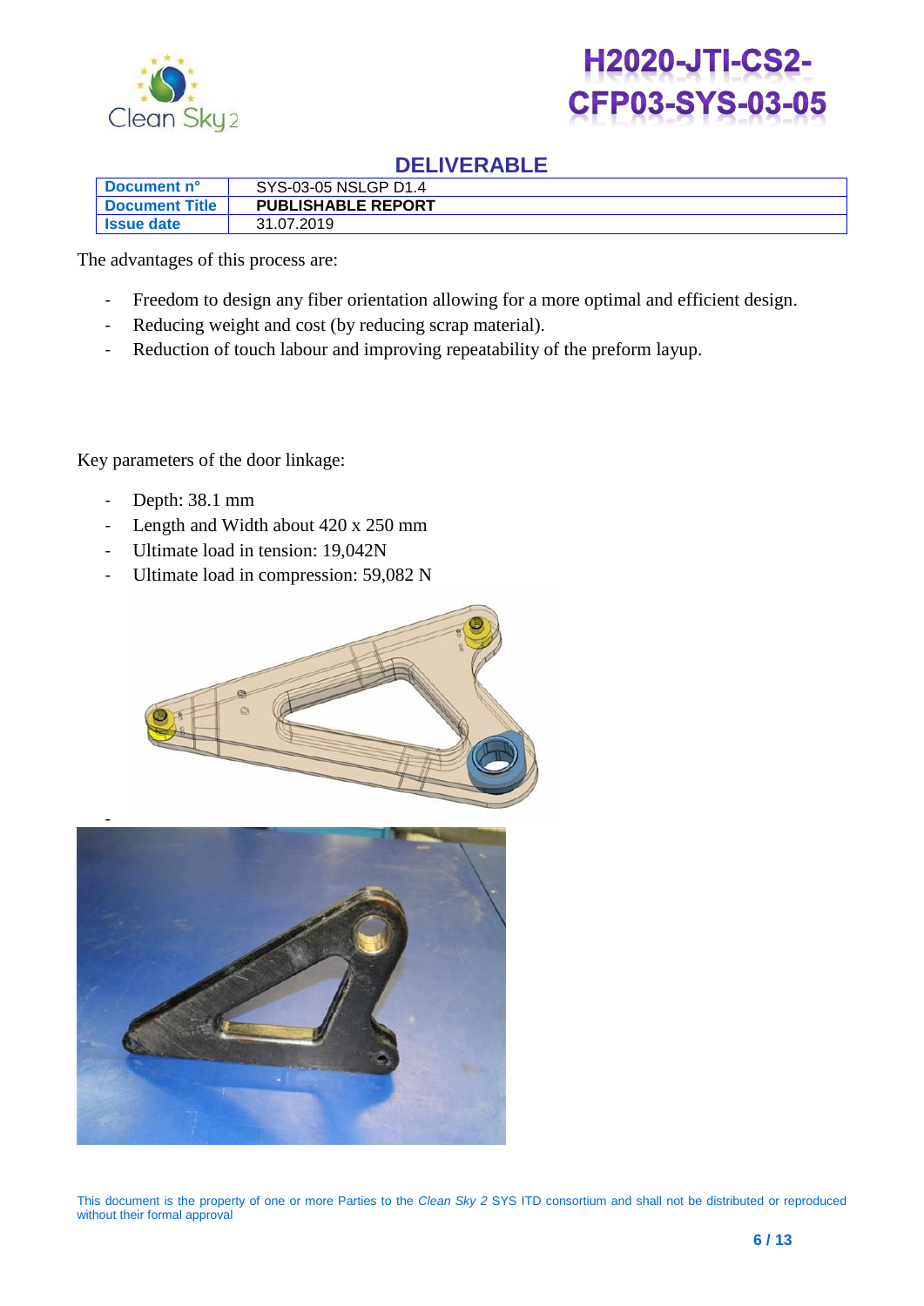The advantages of this process are:

- Freedom to design any fiber orientation allowing for a more optimal and efficient design.
- Reducing weight and cost (by reducing scrap material).
- Reduction of touch labour and improving repeatability of the preform layup.

Key parameters of the door linkage:

- Depth: 38.1 mm
- Length and Width about 420 x 250 mm
- Ultimate load in tension: 19,042N
- Ultimate load in compression: 59,082 N
-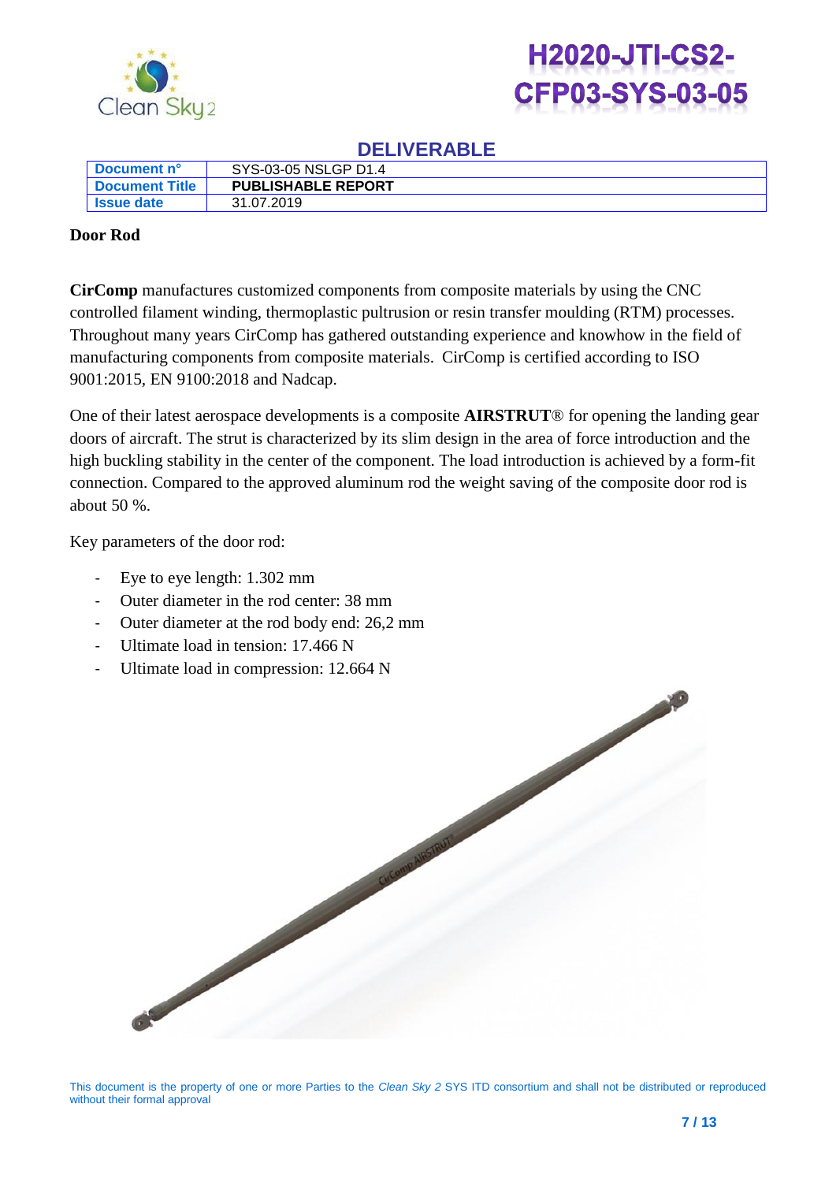**Door Rod**

**CirComp** manufactures customized components from composite materials by using the CNC controlled filament winding, thermoplastic pultrusion or resin transfer moulding (RTM) processes. Throughout many years CirComp has gathered outstanding experience and knowhow in the field of manufacturing components from composite materials. CirComp is certified according to ISO 9001:2015, EN 9100:2018 and Nadcap.

One of their latest aerospace developments is a composite **AIRSTRUT**® for opening the landing gear doors of aircraft. The strut is characterized by its slim design in the area of force introduction and the high buckling stability in the center of the component. The load introduction is achieved by a form-fit connection. Compared to the approved aluminum rod the weight saving of the composite door rod is about 50 %.

Key parameters of the door rod:

- Eye to eye length: 1.302 mm
- Outer diameter in the rod center: 38 mm
- Outer diameter at the rod body end: 26,2 mm
- Ultimate load in tension: 17.466 N
- Ultimate load in compression: 12.664 N

This document is the property of one or more Parties to the *Clean Sky 2* SYS ITD consortium and shall not be distributed or reproduced without their formal approval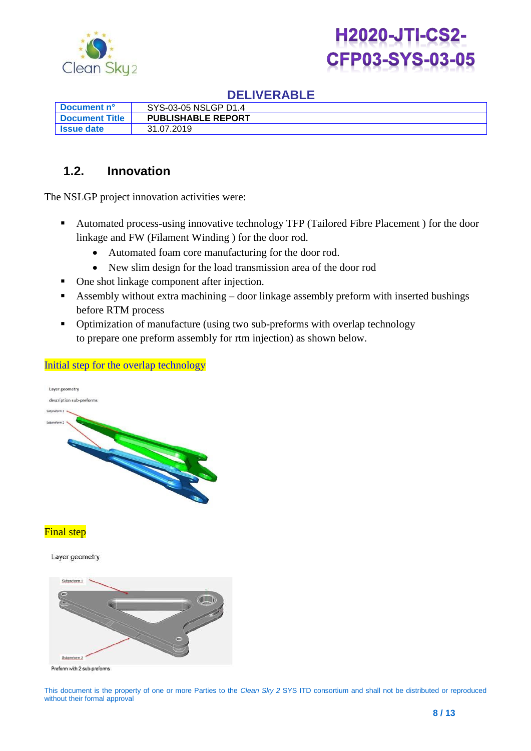## 1.2. Innovation

The NSLGP project innovation activities were:

- Automated process-using innovative technology TFP (Tailored Fibre Placement ) for the door linkage and FW (Filament Winding ) for the door rod.
  - Automated foam core manufacturing for the door rod.
  - New slim design for the load transmission area of the door rod
- One shot linkage component after injection.
- Assembly without extra machining – door linkage assembly preform with inserted bushings before RTM process
- Optimization of manufacture (using two sub-preforms with overlap technology to prepare one preform assembly for rtm injection) as shown below.

Initial step for the overlap technology

Final step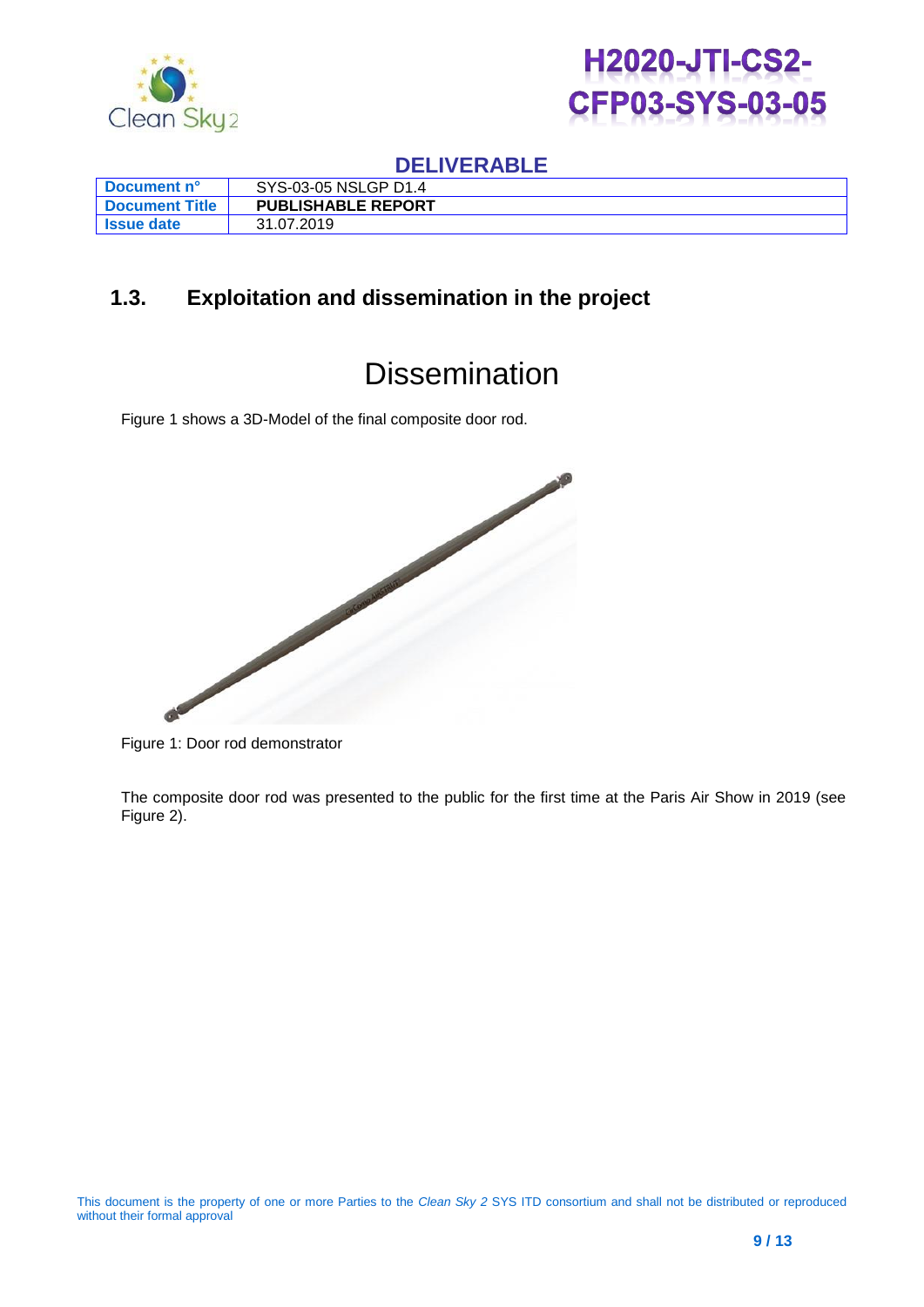## 1.3. Exploitation and dissemination in the project

# Dissemination

Figure 1 shows a 3D-Model of the final composite door rod.

Figure 1: Door rod demonstrator

The composite door rod was presented to the public for the first time at the Paris Air Show in 2019 (see Figure 2).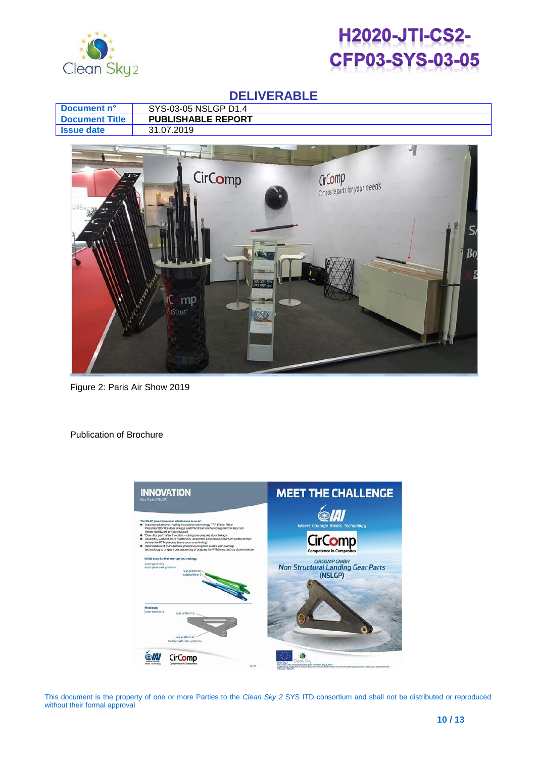## DELIVERABLE

| Document n° | SYS-03-05 NSLGP D1.4 |
| --- | --- |
| Document Title | **PUBLISHABLE REPORT** |
| Issue date | 31.07.2019 |

Figure 2: Paris Air Show 2019

Publication of Brochure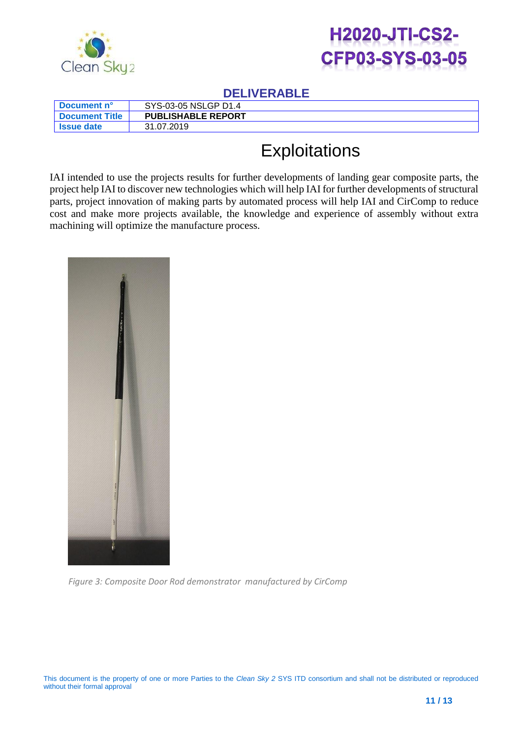| Document n° | SYS-03-05 NSLGP D1.4 |
| --- | --- |
| Document Title | **PUBLISHABLE REPORT** |
| Issue date | 31.07.2019 |

# Exploitations

IAI intended to use the projects results for further developments of landing gear composite parts, the project help IAI to discover new technologies which will help IAI for further developments of structural parts, project innovation of making parts by automated process will help IAI and CirComp to reduce cost and make more projects available, the knowledge and experience of assembly without extra machining will optimize the manufacture process.

*Figure 3: Composite Door Rod demonstrator manufactured by CirComp*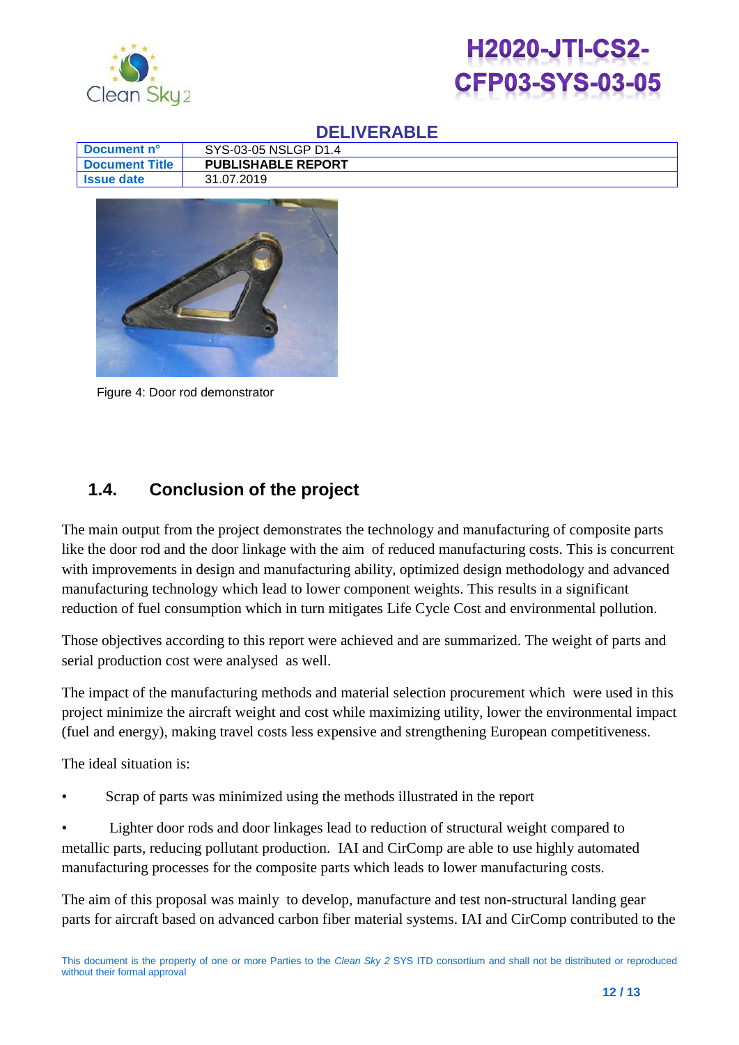Figure 4: Door rod demonstrator

## 1.4. Conclusion of the project

The main output from the project demonstrates the technology and manufacturing of composite parts like the door rod and the door linkage with the aim of reduced manufacturing costs. This is concurrent with improvements in design and manufacturing ability, optimized design methodology and advanced manufacturing technology which lead to lower component weights. This results in a significant reduction of fuel consumption which in turn mitigates Life Cycle Cost and environmental pollution.

Those objectives according to this report were achieved and are summarized. The weight of parts and serial production cost were analysed as well.

The impact of the manufacturing methods and material selection procurement which were used in this project minimize the aircraft weight and cost while maximizing utility, lower the environmental impact (fuel and energy), making travel costs less expensive and strengthening European competitiveness.

The ideal situation is:

- Scrap of parts was minimized using the methods illustrated in the report
- Lighter door rods and door linkages lead to reduction of structural weight compared to metallic parts, reducing pollutant production. IAI and CirComp are able to use highly automated manufacturing processes for the composite parts which leads to lower manufacturing costs.

The aim of this proposal was mainly to develop, manufacture and test non-structural landing gear parts for aircraft based on advanced carbon fiber material systems. IAI and CirComp contributed to the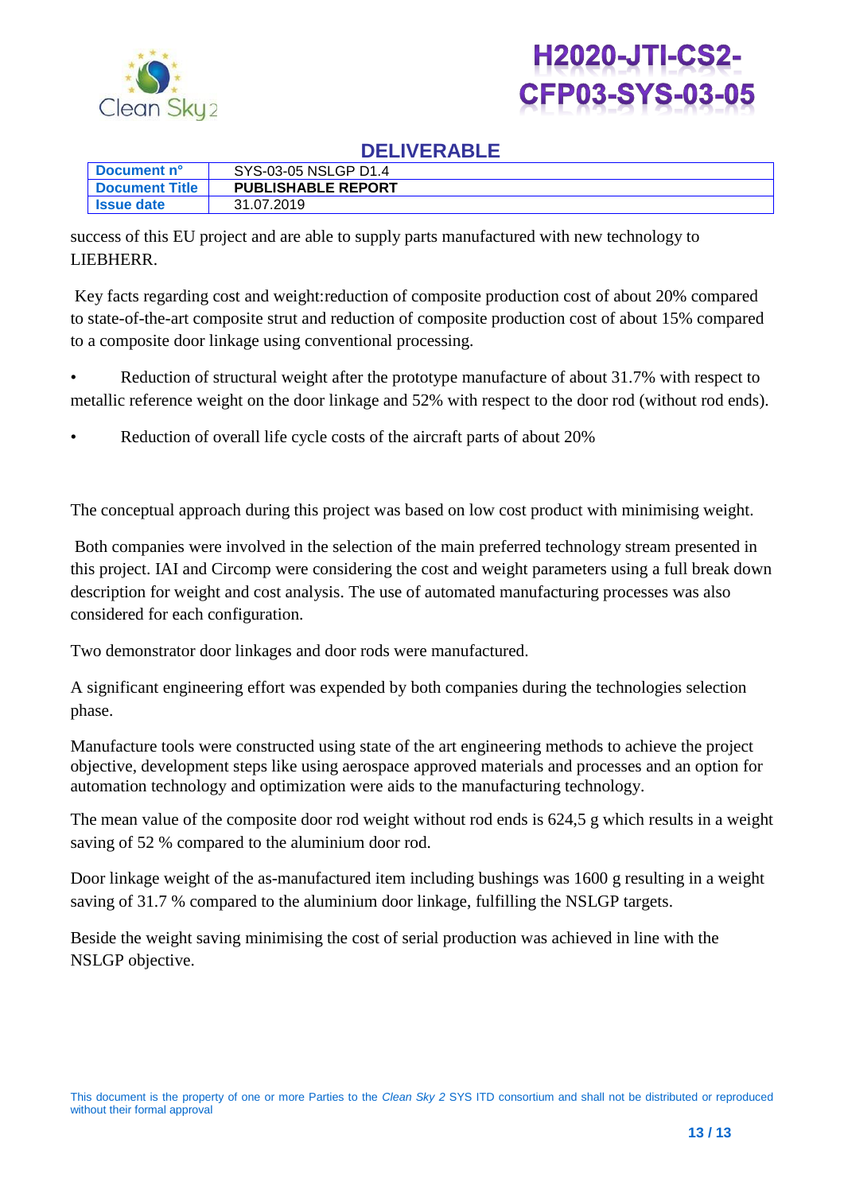success of this EU project and are able to supply parts manufactured with new technology to LIEBHERR.

Key facts regarding cost and weight:reduction of composite production cost of about 20% compared to state-of-the-art composite strut and reduction of composite production cost of about 15% compared to a composite door linkage using conventional processing.

- Reduction of structural weight after the prototype manufacture of about 31.7% with respect to metallic reference weight on the door linkage and 52% with respect to the door rod (without rod ends).
- Reduction of overall life cycle costs of the aircraft parts of about 20%

The conceptual approach during this project was based on low cost product with minimising weight.

Both companies were involved in the selection of the main preferred technology stream presented in this project. IAI and Circomp were considering the cost and weight parameters using a full break down description for weight and cost analysis. The use of automated manufacturing processes was also considered for each configuration.

Two demonstrator door linkages and door rods were manufactured.

A significant engineering effort was expended by both companies during the technologies selection phase.

Manufacture tools were constructed using state of the art engineering methods to achieve the project objective, development steps like using aerospace approved materials and processes and an option for automation technology and optimization were aids to the manufacturing technology.

The mean value of the composite door rod weight without rod ends is 624,5 g which results in a weight saving of 52 % compared to the aluminium door rod.

Door linkage weight of the as-manufactured item including bushings was 1600 g resulting in a weight saving of 31.7 % compared to the aluminium door linkage, fulfilling the NSLGP targets.

Beside the weight saving minimising the cost of serial production was achieved in line with the NSLGP objective.